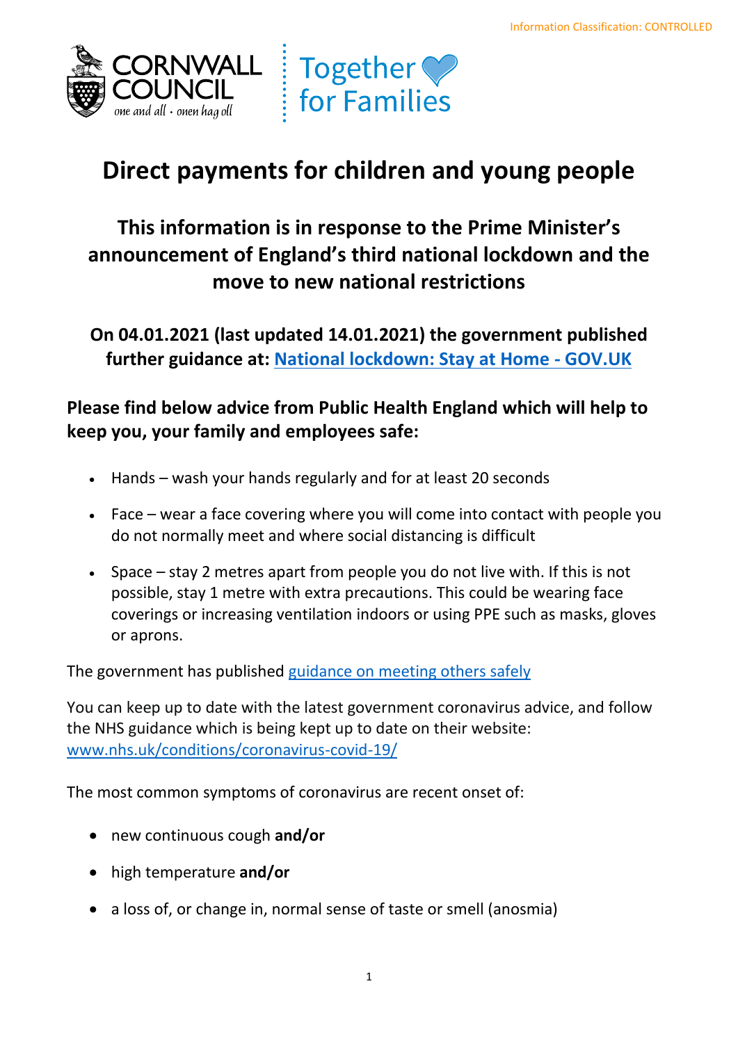Information Classification: CONTROLLED

CORNWALL COUNCIL
one and all · onen hag oll

Together for Families

# Direct payments for children and young people

## This information is in response to the Prime Minister's announcement of England's third national lockdown and the move to new national restrictions

### On 04.01.2021 (last updated 14.01.2021) the government published further guidance at: [National lockdown: Stay at Home - GOV.UK]

**Please find below advice from Public Health England which will help to keep you, your family and employees safe:**

- Hands – wash your hands regularly and for at least 20 seconds
- Face – wear a face covering where you will come into contact with people you do not normally meet and where social distancing is difficult
- Space – stay 2 metres apart from people you do not live with. If this is not possible, stay 1 metre with extra precautions. This could be wearing face coverings or increasing ventilation indoors or using PPE such as masks, gloves or aprons.

The government has published [guidance on meeting others safely]

You can keep up to date with the latest government coronavirus advice, and follow the NHS guidance which is being kept up to date on their website: [www.nhs.uk/conditions/coronavirus-covid-19/]

The most common symptoms of coronavirus are recent onset of:

- new continuous cough **and/or**
- high temperature **and/or**
- a loss of, or change in, normal sense of taste or smell (anosmia)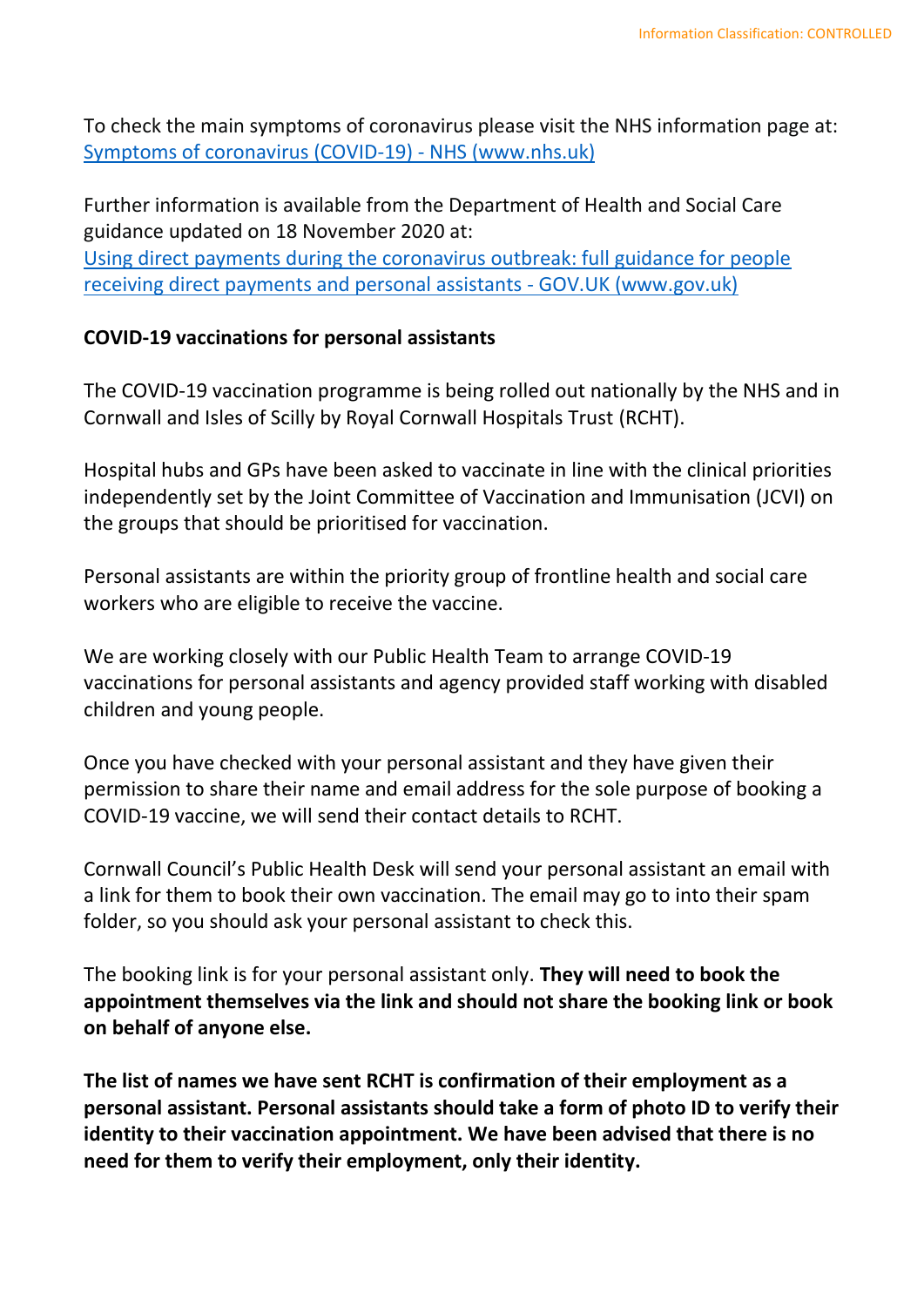To check the main symptoms of coronavirus please visit the NHS information page at: [Symptoms of coronavirus (COVID-19) - NHS (www.nhs.uk)](https://www.nhs.uk)

Further information is available from the Department of Health and Social Care guidance updated on 18 November 2020 at: [Using direct payments during the coronavirus outbreak: full guidance for people receiving direct payments and personal assistants - GOV.UK (www.gov.uk)](https://www.gov.uk)

**COVID-19 vaccinations for personal assistants**

The COVID-19 vaccination programme is being rolled out nationally by the NHS and in Cornwall and Isles of Scilly by Royal Cornwall Hospitals Trust (RCHT).

Hospital hubs and GPs have been asked to vaccinate in line with the clinical priorities independently set by the Joint Committee of Vaccination and Immunisation (JCVI) on the groups that should be prioritised for vaccination.

Personal assistants are within the priority group of frontline health and social care workers who are eligible to receive the vaccine.

We are working closely with our Public Health Team to arrange COVID-19 vaccinations for personal assistants and agency provided staff working with disabled children and young people.

Once you have checked with your personal assistant and they have given their permission to share their name and email address for the sole purpose of booking a COVID-19 vaccine, we will send their contact details to RCHT.

Cornwall Council's Public Health Desk will send your personal assistant an email with a link for them to book their own vaccination. The email may go to into their spam folder, so you should ask your personal assistant to check this.

The booking link is for your personal assistant only. **They will need to book the appointment themselves via the link and should not share the booking link or book on behalf of anyone else.**

**The list of names we have sent RCHT is confirmation of their employment as a personal assistant. Personal assistants should take a form of photo ID to verify their identity to their vaccination appointment. We have been advised that there is no need for them to verify their employment, only their identity.**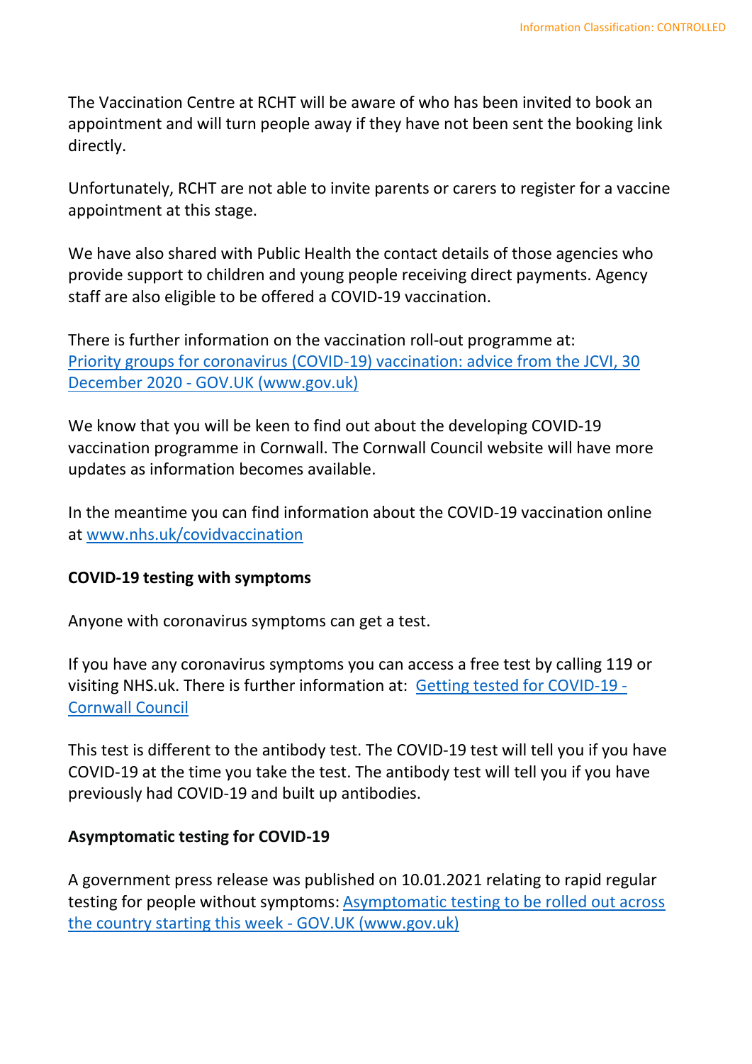The Vaccination Centre at RCHT will be aware of who has been invited to book an appointment and will turn people away if they have not been sent the booking link directly.

Unfortunately, RCHT are not able to invite parents or carers to register for a vaccine appointment at this stage.

We have also shared with Public Health the contact details of those agencies who provide support to children and young people receiving direct payments. Agency staff are also eligible to be offered a COVID-19 vaccination.

There is further information on the vaccination roll-out programme at: [Priority groups for coronavirus (COVID-19) vaccination: advice from the JCVI, 30 December 2020 - GOV.UK (www.gov.uk)]()

We know that you will be keen to find out about the developing COVID-19 vaccination programme in Cornwall. The Cornwall Council website will have more updates as information becomes available.

In the meantime you can find information about the COVID-19 vaccination online at [www.nhs.uk/covidvaccination](www.nhs.uk/covidvaccination)

**COVID-19 testing with symptoms**

Anyone with coronavirus symptoms can get a test.

If you have any coronavirus symptoms you can access a free test by calling 119 or visiting NHS.uk. There is further information at: [Getting tested for COVID-19 - Cornwall Council]()

This test is different to the antibody test. The COVID-19 test will tell you if you have COVID-19 at the time you take the test. The antibody test will tell you if you have previously had COVID-19 and built up antibodies.

**Asymptomatic testing for COVID-19**

A government press release was published on 10.01.2021 relating to rapid regular testing for people without symptoms: [Asymptomatic testing to be rolled out across the country starting this week - GOV.UK (www.gov.uk)]()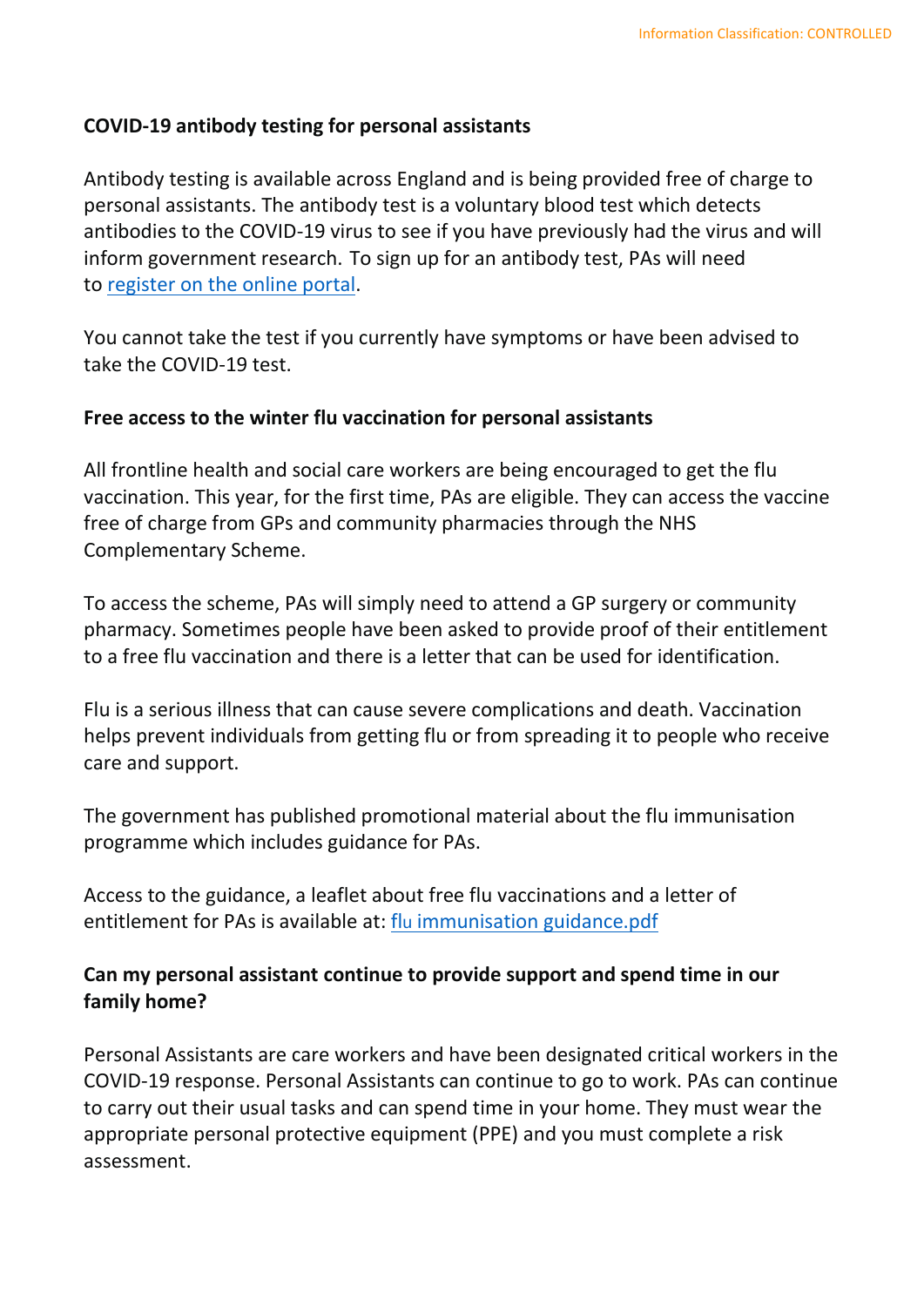**COVID-19 antibody testing for personal assistants**

Antibody testing is available across England and is being provided free of charge to personal assistants. The antibody test is a voluntary blood test which detects antibodies to the COVID-19 virus to see if you have previously had the virus and will inform government research. To sign up for an antibody test, PAs will need to register on the online portal.

You cannot take the test if you currently have symptoms or have been advised to take the COVID-19 test.

**Free access to the winter flu vaccination for personal assistants**

All frontline health and social care workers are being encouraged to get the flu vaccination. This year, for the first time, PAs are eligible. They can access the vaccine free of charge from GPs and community pharmacies through the NHS Complementary Scheme.

To access the scheme, PAs will simply need to attend a GP surgery or community pharmacy. Sometimes people have been asked to provide proof of their entitlement to a free flu vaccination and there is a letter that can be used for identification.

Flu is a serious illness that can cause severe complications and death. Vaccination helps prevent individuals from getting flu or from spreading it to people who receive care and support.

The government has published promotional material about the flu immunisation programme which includes guidance for PAs.

Access to the guidance, a leaflet about free flu vaccinations and a letter of entitlement for PAs is available at: flu immunisation guidance.pdf

**Can my personal assistant continue to provide support and spend time in our family home?**

Personal Assistants are care workers and have been designated critical workers in the COVID-19 response. Personal Assistants can continue to go to work. PAs can continue to carry out their usual tasks and can spend time in your home. They must wear the appropriate personal protective equipment (PPE) and you must complete a risk assessment.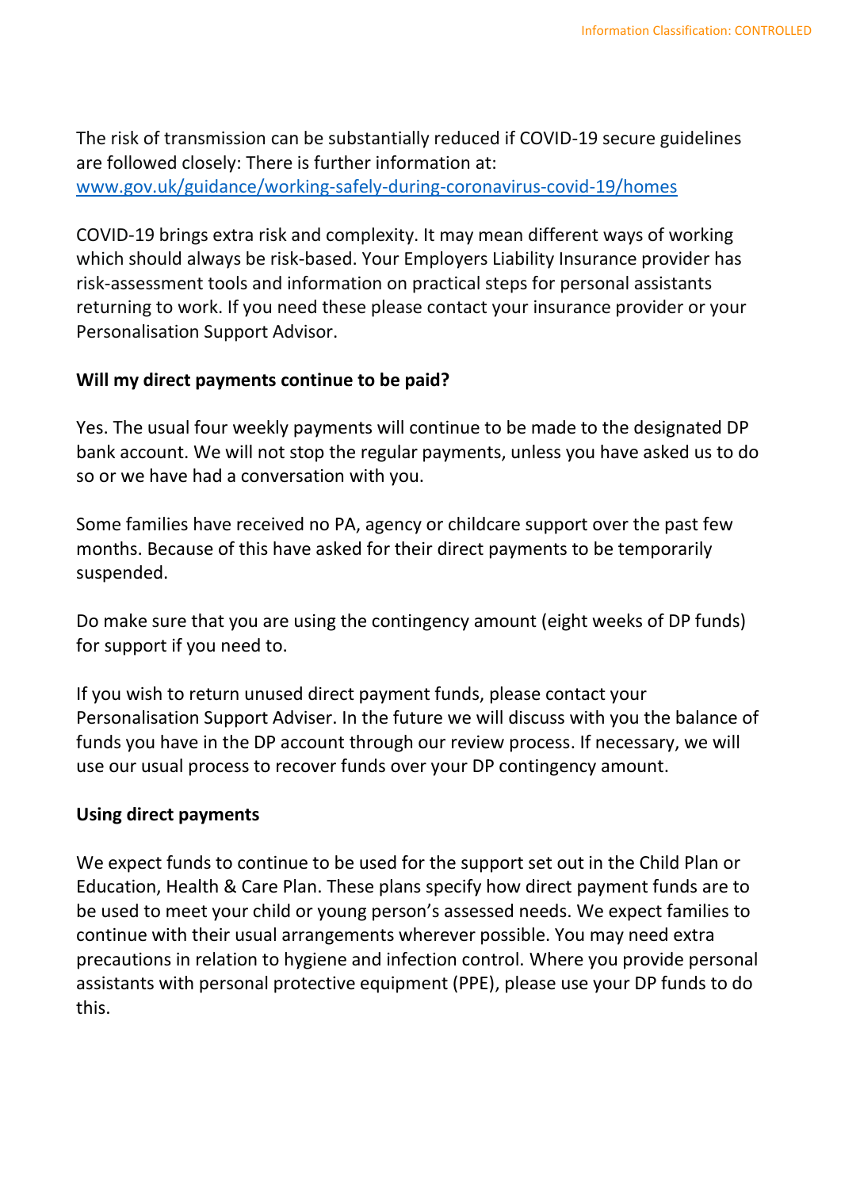The risk of transmission can be substantially reduced if COVID-19 secure guidelines are followed closely: There is further information at: [www.gov.uk/guidance/working-safely-during-coronavirus-covid-19/homes](www.gov.uk/guidance/working-safely-during-coronavirus-covid-19/homes)

COVID-19 brings extra risk and complexity. It may mean different ways of working which should always be risk-based. Your Employers Liability Insurance provider has risk-assessment tools and information on practical steps for personal assistants returning to work. If you need these please contact your insurance provider or your Personalisation Support Advisor.

**Will my direct payments continue to be paid?**

Yes. The usual four weekly payments will continue to be made to the designated DP bank account. We will not stop the regular payments, unless you have asked us to do so or we have had a conversation with you.

Some families have received no PA, agency or childcare support over the past few months. Because of this have asked for their direct payments to be temporarily suspended.

Do make sure that you are using the contingency amount (eight weeks of DP funds) for support if you need to.

If you wish to return unused direct payment funds, please contact your Personalisation Support Adviser. In the future we will discuss with you the balance of funds you have in the DP account through our review process. If necessary, we will use our usual process to recover funds over your DP contingency amount.

**Using direct payments**

We expect funds to continue to be used for the support set out in the Child Plan or Education, Health & Care Plan. These plans specify how direct payment funds are to be used to meet your child or young person's assessed needs. We expect families to continue with their usual arrangements wherever possible. You may need extra precautions in relation to hygiene and infection control. Where you provide personal assistants with personal protective equipment (PPE), please use your DP funds to do this.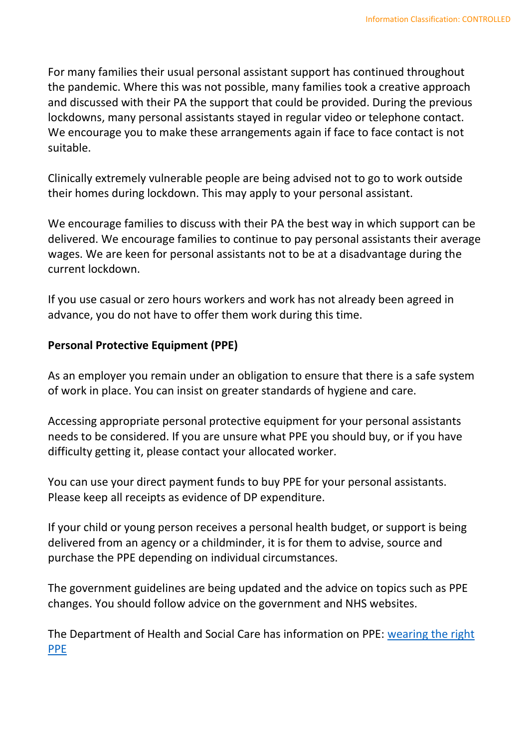For many families their usual personal assistant support has continued throughout the pandemic. Where this was not possible, many families took a creative approach and discussed with their PA the support that could be provided. During the previous lockdowns, many personal assistants stayed in regular video or telephone contact. We encourage you to make these arrangements again if face to face contact is not suitable.

Clinically extremely vulnerable people are being advised not to go to work outside their homes during lockdown. This may apply to your personal assistant.

We encourage families to discuss with their PA the best way in which support can be delivered. We encourage families to continue to pay personal assistants their average wages. We are keen for personal assistants not to be at a disadvantage during the current lockdown.

If you use casual or zero hours workers and work has not already been agreed in advance, you do not have to offer them work during this time.

**Personal Protective Equipment (PPE)**

As an employer you remain under an obligation to ensure that there is a safe system of work in place. You can insist on greater standards of hygiene and care.

Accessing appropriate personal protective equipment for your personal assistants needs to be considered. If you are unsure what PPE you should buy, or if you have difficulty getting it, please contact your allocated worker.

You can use your direct payment funds to buy PPE for your personal assistants. Please keep all receipts as evidence of DP expenditure.

If your child or young person receives a personal health budget, or support is being delivered from an agency or a childminder, it is for them to advise, source and purchase the PPE depending on individual circumstances.

The government guidelines are being updated and the advice on topics such as PPE changes. You should follow advice on the government and NHS websites.

The Department of Health and Social Care has information on PPE: wearing the right PPE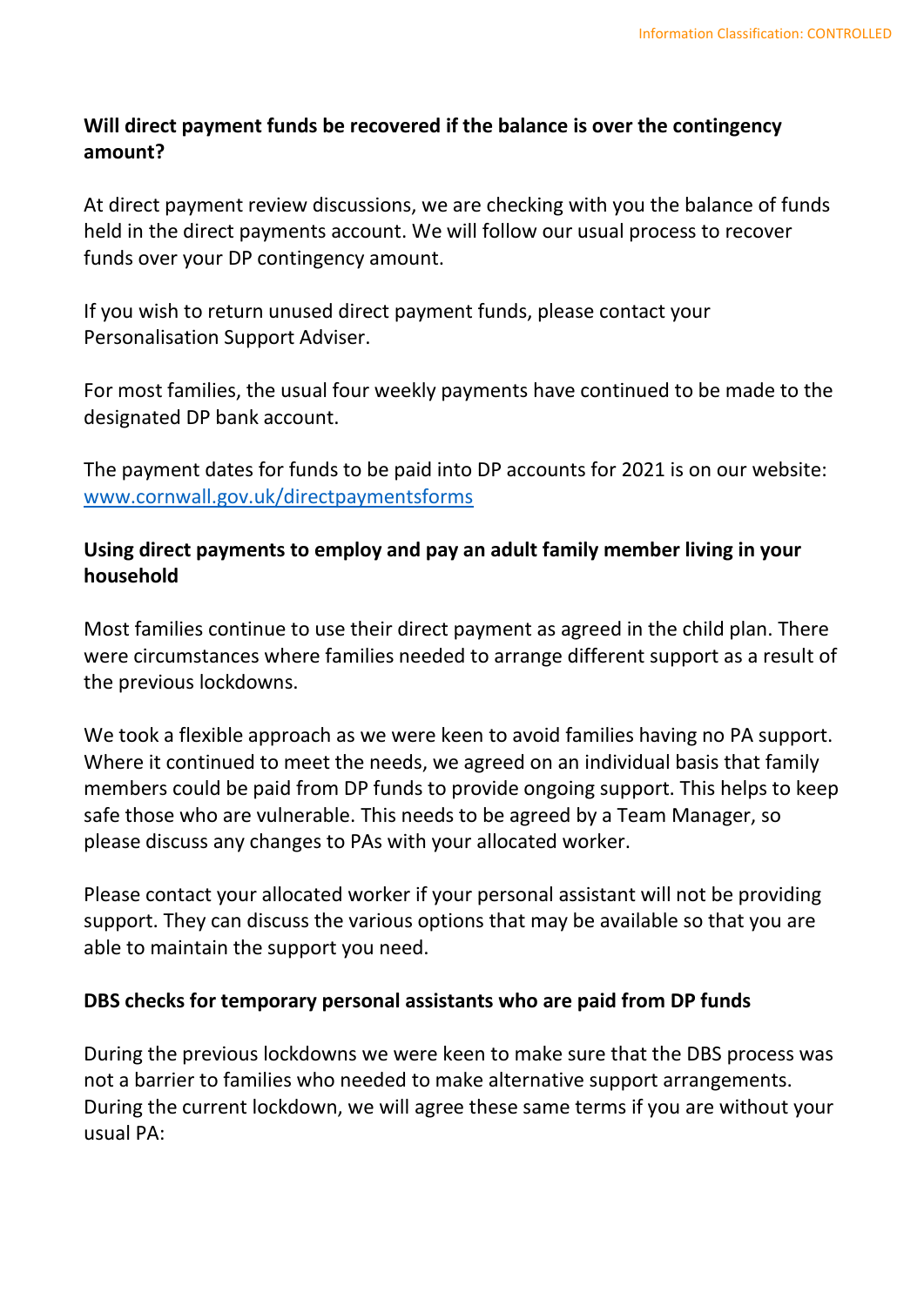**Will direct payment funds be recovered if the balance is over the contingency amount?**

At direct payment review discussions, we are checking with you the balance of funds held in the direct payments account. We will follow our usual process to recover funds over your DP contingency amount.

If you wish to return unused direct payment funds, please contact your Personalisation Support Adviser.

For most families, the usual four weekly payments have continued to be made to the designated DP bank account.

The payment dates for funds to be paid into DP accounts for 2021 is on our website: [www.cornwall.gov.uk/directpaymentsforms](www.cornwall.gov.uk/directpaymentsforms)

**Using direct payments to employ and pay an adult family member living in your household**

Most families continue to use their direct payment as agreed in the child plan. There were circumstances where families needed to arrange different support as a result of the previous lockdowns.

We took a flexible approach as we were keen to avoid families having no PA support. Where it continued to meet the needs, we agreed on an individual basis that family members could be paid from DP funds to provide ongoing support. This helps to keep safe those who are vulnerable. This needs to be agreed by a Team Manager, so please discuss any changes to PAs with your allocated worker.

Please contact your allocated worker if your personal assistant will not be providing support. They can discuss the various options that may be available so that you are able to maintain the support you need.

**DBS checks for temporary personal assistants who are paid from DP funds**

During the previous lockdowns we were keen to make sure that the DBS process was not a barrier to families who needed to make alternative support arrangements. During the current lockdown, we will agree these same terms if you are without your usual PA: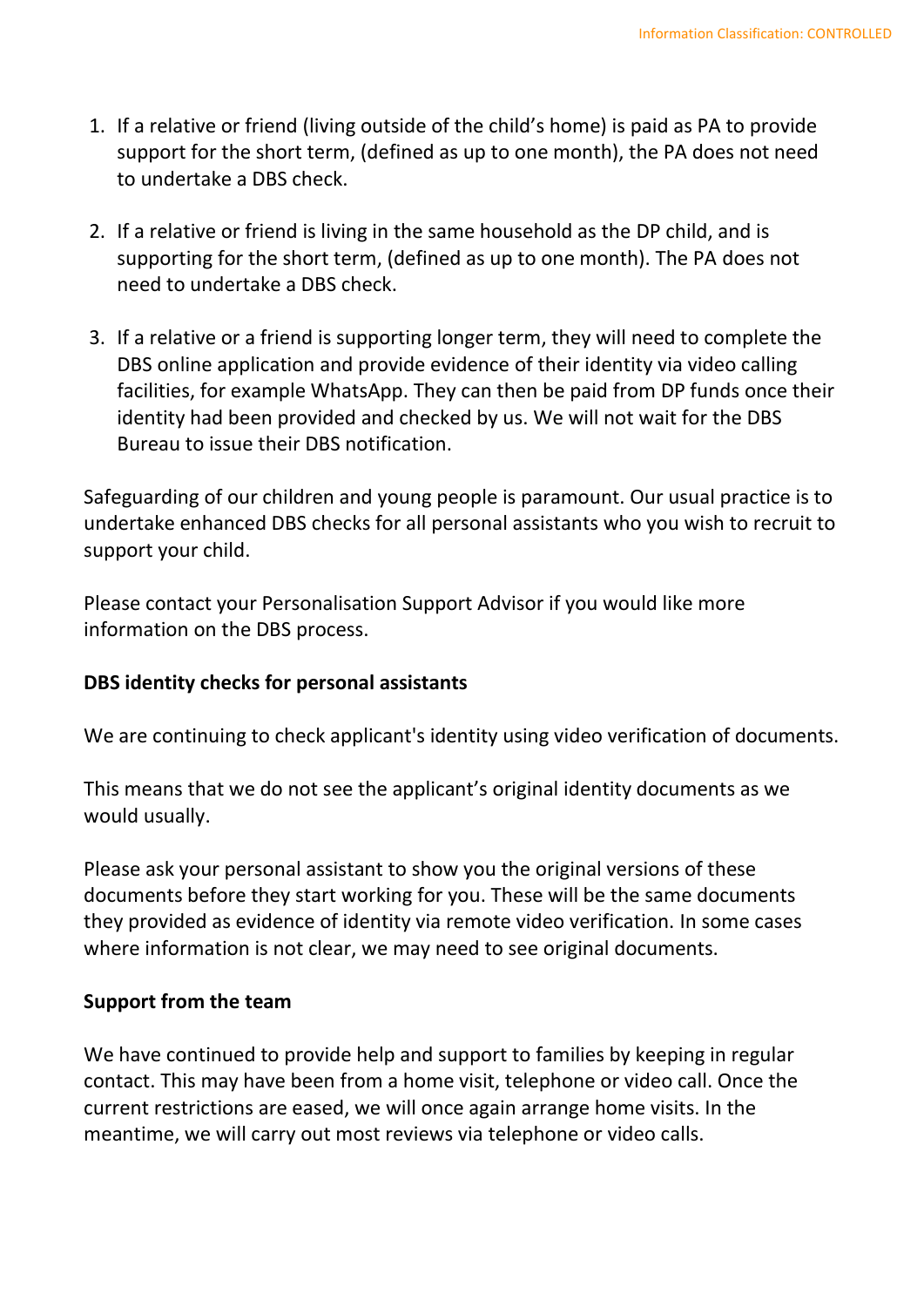1. If a relative or friend (living outside of the child's home) is paid as PA to provide support for the short term, (defined as up to one month), the PA does not need to undertake a DBS check.

2. If a relative or friend is living in the same household as the DP child, and is supporting for the short term, (defined as up to one month). The PA does not need to undertake a DBS check.

3. If a relative or a friend is supporting longer term, they will need to complete the DBS online application and provide evidence of their identity via video calling facilities, for example WhatsApp. They can then be paid from DP funds once their identity had been provided and checked by us. We will not wait for the DBS Bureau to issue their DBS notification.

Safeguarding of our children and young people is paramount. Our usual practice is to undertake enhanced DBS checks for all personal assistants who you wish to recruit to support your child.

Please contact your Personalisation Support Advisor if you would like more information on the DBS process.

**DBS identity checks for personal assistants**

We are continuing to check applicant's identity using video verification of documents.

This means that we do not see the applicant's original identity documents as we would usually.

Please ask your personal assistant to show you the original versions of these documents before they start working for you. These will be the same documents they provided as evidence of identity via remote video verification. In some cases where information is not clear, we may need to see original documents.

**Support from the team**

We have continued to provide help and support to families by keeping in regular contact. This may have been from a home visit, telephone or video call. Once the current restrictions are eased, we will once again arrange home visits. In the meantime, we will carry out most reviews via telephone or video calls.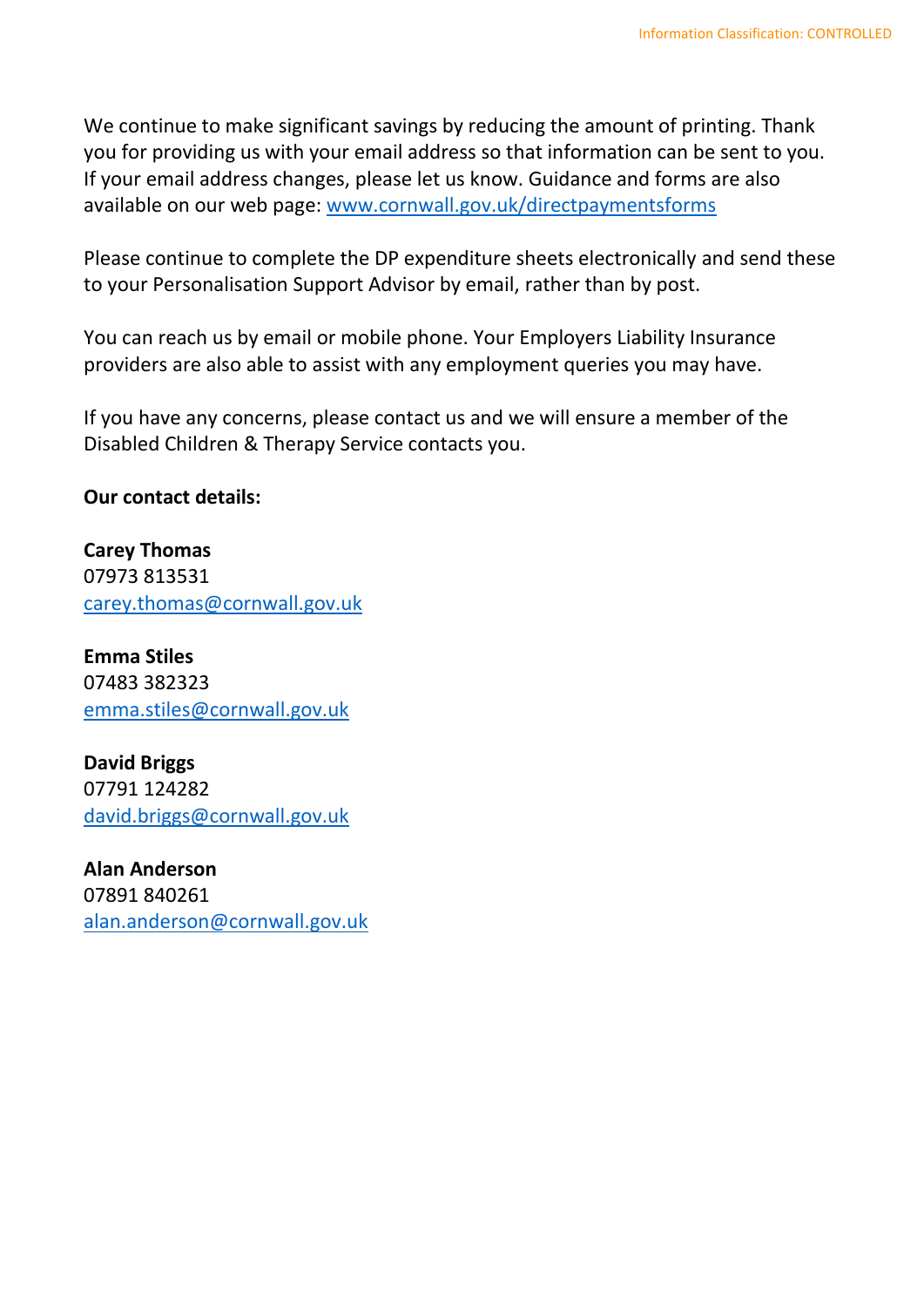We continue to make significant savings by reducing the amount of printing. Thank you for providing us with your email address so that information can be sent to you. If your email address changes, please let us know. Guidance and forms are also available on our web page: [www.cornwall.gov.uk/directpaymentsforms](http://www.cornwall.gov.uk/directpaymentsforms)

Please continue to complete the DP expenditure sheets electronically and send these to your Personalisation Support Advisor by email, rather than by post.

You can reach us by email or mobile phone. Your Employers Liability Insurance providers are also able to assist with any employment queries you may have.

If you have any concerns, please contact us and we will ensure a member of the Disabled Children & Therapy Service contacts you.

**Our contact details:**

**Carey Thomas**
07973 813531
[carey.thomas@cornwall.gov.uk](mailto:carey.thomas@cornwall.gov.uk)

**Emma Stiles**
07483 382323
[emma.stiles@cornwall.gov.uk](mailto:emma.stiles@cornwall.gov.uk)

**David Briggs**
07791 124282
[david.briggs@cornwall.gov.uk](mailto:david.briggs@cornwall.gov.uk)

**Alan Anderson**
07891 840261
[alan.anderson@cornwall.gov.uk](mailto:alan.anderson@cornwall.gov.uk)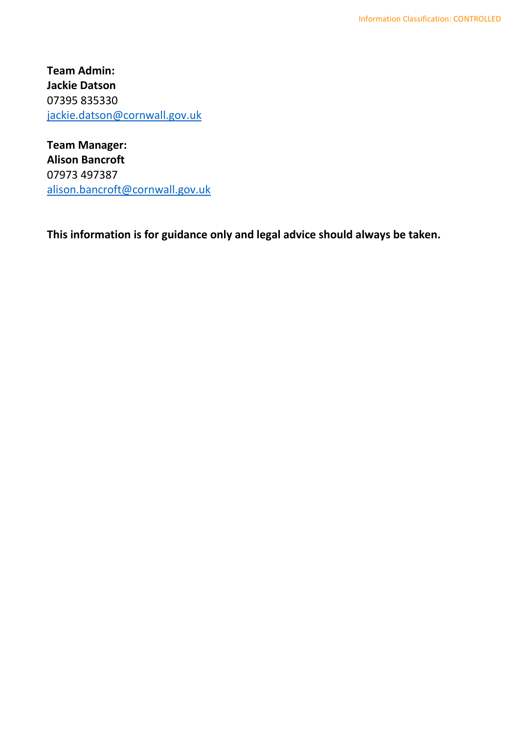**Team Admin:**
**Jackie Datson**
07395 835330
[jackie.datson@cornwall.gov.uk](mailto:jackie.datson@cornwall.gov.uk)

**Team Manager:**
**Alison Bancroft**
07973 497387
[alison.bancroft@cornwall.gov.uk](mailto:alison.bancroft@cornwall.gov.uk)

**This information is for guidance only and legal advice should always be taken.**